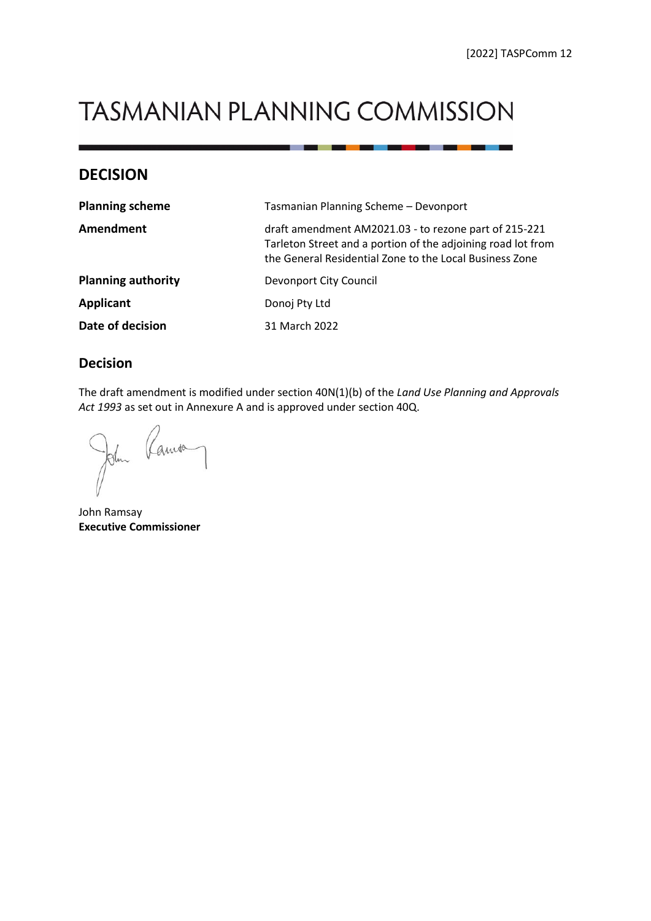[2022] TASPComm 12

# TASMANIAN PLANNING COMMISSION

## DECISION

| | |
|---|---|
| **Planning scheme** | Tasmanian Planning Scheme – Devonport |
| **Amendment** | draft amendment AM2021.03 - to rezone part of 215-221 Tarleton Street and a portion of the adjoining road lot from the General Residential Zone to the Local Business Zone |
| **Planning authority** | Devonport City Council |
| **Applicant** | Donoj Pty Ltd |
| **Date of decision** | 31 March 2022 |

## Decision

The draft amendment is modified under section 40N(1)(b) of the *Land Use Planning and Approvals Act 1993* as set out in Annexure A and is approved under section 40Q.

John Ramsay
**Executive Commissioner**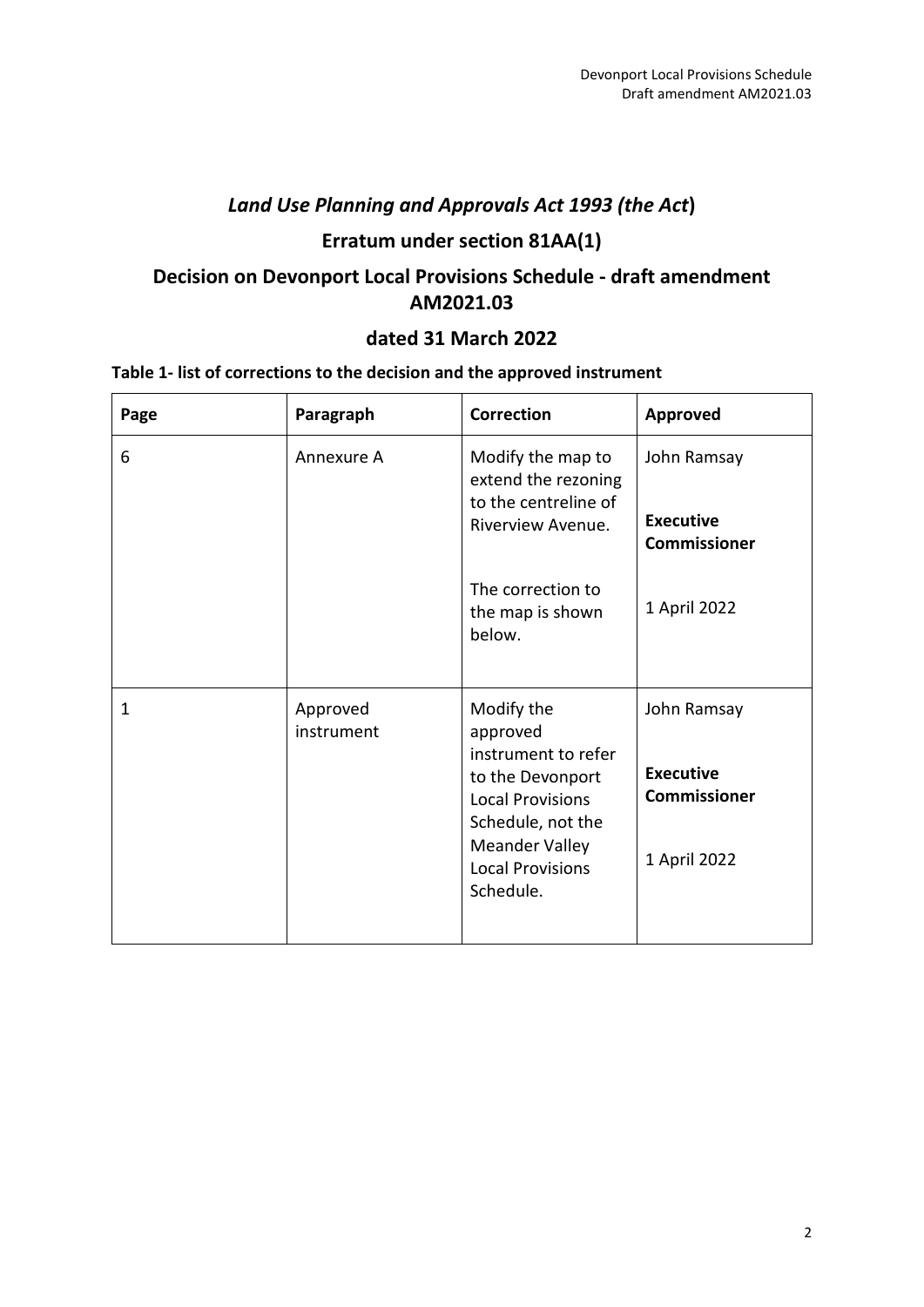# *Land Use Planning and Approvals Act 1993 (the Act*)

## Erratum under section 81AA(1)

## Decision on Devonport Local Provisions Schedule - draft amendment AM2021.03

## dated 31 March 2022

**Table 1- list of corrections to the decision and the approved instrument**

| **Page** | **Paragraph** | **Correction** | **Approved** |
|---|---|---|---|
| 6 | Annexure A | Modify the map to extend the rezoning to the centreline of Riverview Avenue.<br><br>The correction to the map is shown below. | John Ramsay<br><br>**Executive Commissioner**<br><br>1 April 2022 |
| 1 | Approved instrument | Modify the approved instrument to refer to the Devonport Local Provisions Schedule, not the Meander Valley Local Provisions Schedule. | John Ramsay<br><br>**Executive Commissioner**<br><br>1 April 2022 |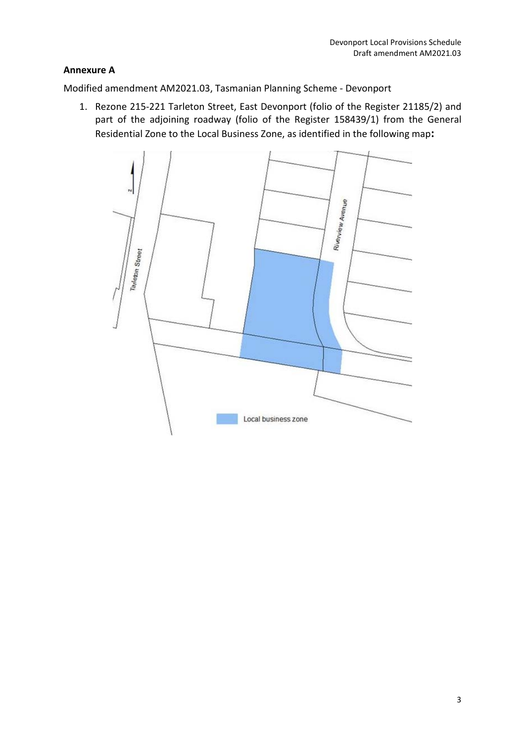**Annexure A**

Modified amendment AM2021.03, Tasmanian Planning Scheme - Devonport

1. Rezone 215-221 Tarleton Street, East Devonport (folio of the Register 21185/2) and part of the adjoining roadway (folio of the Register 158439/1) from the General Residential Zone to the Local Business Zone, as identified in the following map**:**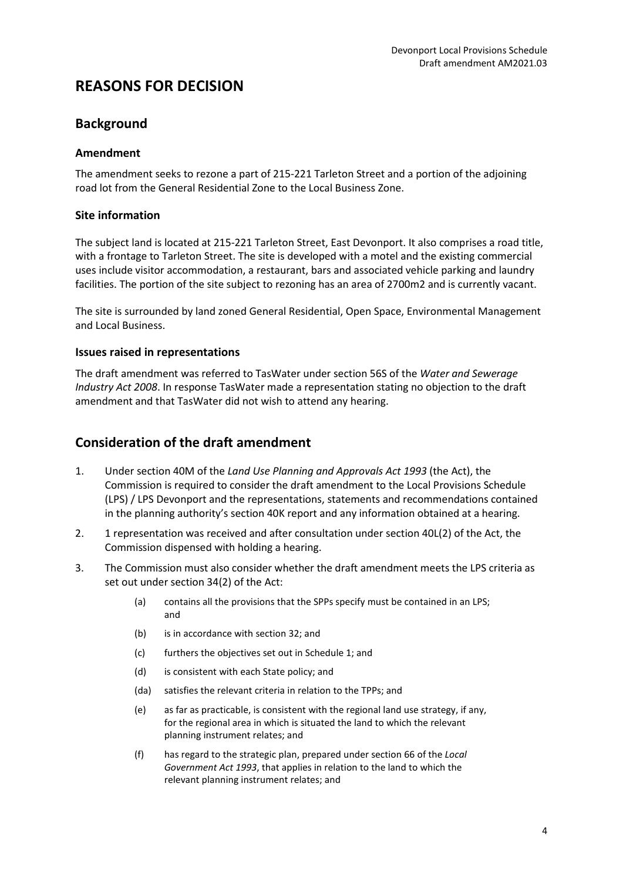# REASONS FOR DECISION

## Background

### Amendment

The amendment seeks to rezone a part of 215-221 Tarleton Street and a portion of the adjoining road lot from the General Residential Zone to the Local Business Zone.

### Site information

The subject land is located at 215-221 Tarleton Street, East Devonport. It also comprises a road title, with a frontage to Tarleton Street. The site is developed with a motel and the existing commercial uses include visitor accommodation, a restaurant, bars and associated vehicle parking and laundry facilities. The portion of the site subject to rezoning has an area of 2700m2 and is currently vacant.

The site is surrounded by land zoned General Residential, Open Space, Environmental Management and Local Business.

### Issues raised in representations

The draft amendment was referred to TasWater under section 56S of the *Water and Sewerage Industry Act 2008*. In response TasWater made a representation stating no objection to the draft amendment and that TasWater did not wish to attend any hearing.

## Consideration of the draft amendment

1. Under section 40M of the *Land Use Planning and Approvals Act 1993* (the Act), the Commission is required to consider the draft amendment to the Local Provisions Schedule (LPS) / LPS Devonport and the representations, statements and recommendations contained in the planning authority's section 40K report and any information obtained at a hearing.
2. 1 representation was received and after consultation under section 40L(2) of the Act, the Commission dispensed with holding a hearing.
3. The Commission must also consider whether the draft amendment meets the LPS criteria as set out under section 34(2) of the Act:
   - (a) contains all the provisions that the SPPs specify must be contained in an LPS; and
   - (b) is in accordance with section 32; and
   - (c) furthers the objectives set out in Schedule 1; and
   - (d) is consistent with each State policy; and
   - (da) satisfies the relevant criteria in relation to the TPPs; and
   - (e) as far as practicable, is consistent with the regional land use strategy, if any, for the regional area in which is situated the land to which the relevant planning instrument relates; and
   - (f) has regard to the strategic plan, prepared under section 66 of the *Local Government Act 1993*, that applies in relation to the land to which the relevant planning instrument relates; and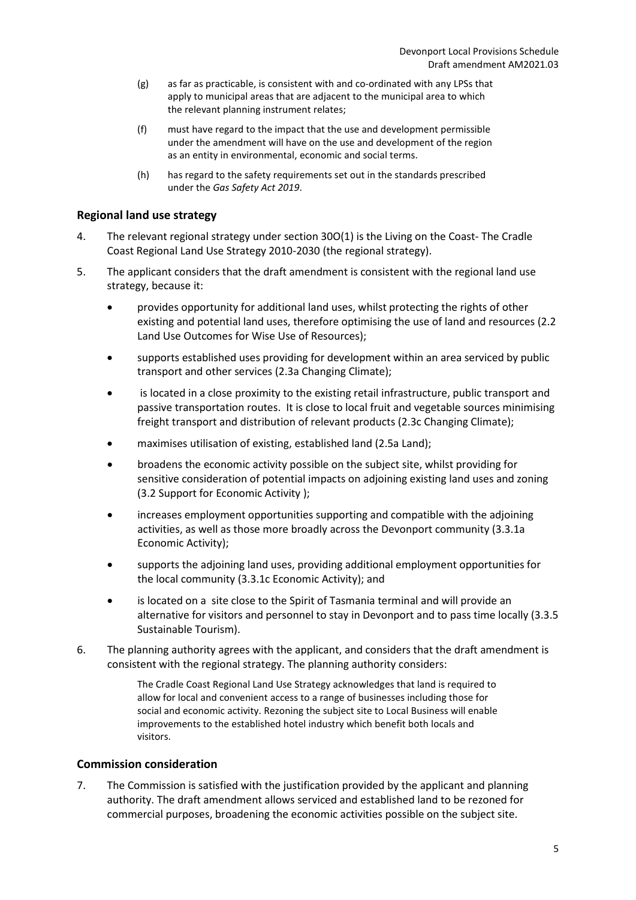(g) as far as practicable, is consistent with and co-ordinated with any LPSs that apply to municipal areas that are adjacent to the municipal area to which the relevant planning instrument relates;

(f) must have regard to the impact that the use and development permissible under the amendment will have on the use and development of the region as an entity in environmental, economic and social terms.

(h) has regard to the safety requirements set out in the standards prescribed under the *Gas Safety Act 2019*.

## Regional land use strategy

4. The relevant regional strategy under section 30O(1) is the Living on the Coast- The Cradle Coast Regional Land Use Strategy 2010-2030 (the regional strategy).

5. The applicant considers that the draft amendment is consistent with the regional land use strategy, because it:

   - provides opportunity for additional land uses, whilst protecting the rights of other existing and potential land uses, therefore optimising the use of land and resources (2.2 Land Use Outcomes for Wise Use of Resources);
   - supports established uses providing for development within an area serviced by public transport and other services (2.3a Changing Climate);
   - is located in a close proximity to the existing retail infrastructure, public transport and passive transportation routes. It is close to local fruit and vegetable sources minimising freight transport and distribution of relevant products (2.3c Changing Climate);
   - maximises utilisation of existing, established land (2.5a Land);
   - broadens the economic activity possible on the subject site, whilst providing for sensitive consideration of potential impacts on adjoining existing land uses and zoning (3.2 Support for Economic Activity );
   - increases employment opportunities supporting and compatible with the adjoining activities, as well as those more broadly across the Devonport community (3.3.1a Economic Activity);
   - supports the adjoining land uses, providing additional employment opportunities for the local community (3.3.1c Economic Activity); and
   - is located on a site close to the Spirit of Tasmania terminal and will provide an alternative for visitors and personnel to stay in Devonport and to pass time locally (3.3.5 Sustainable Tourism).

6. The planning authority agrees with the applicant, and considers that the draft amendment is consistent with the regional strategy. The planning authority considers:

   > The Cradle Coast Regional Land Use Strategy acknowledges that land is required to allow for local and convenient access to a range of businesses including those for social and economic activity. Rezoning the subject site to Local Business will enable improvements to the established hotel industry which benefit both locals and visitors.

## Commission consideration

7. The Commission is satisfied with the justification provided by the applicant and planning authority. The draft amendment allows serviced and established land to be rezoned for commercial purposes, broadening the economic activities possible on the subject site.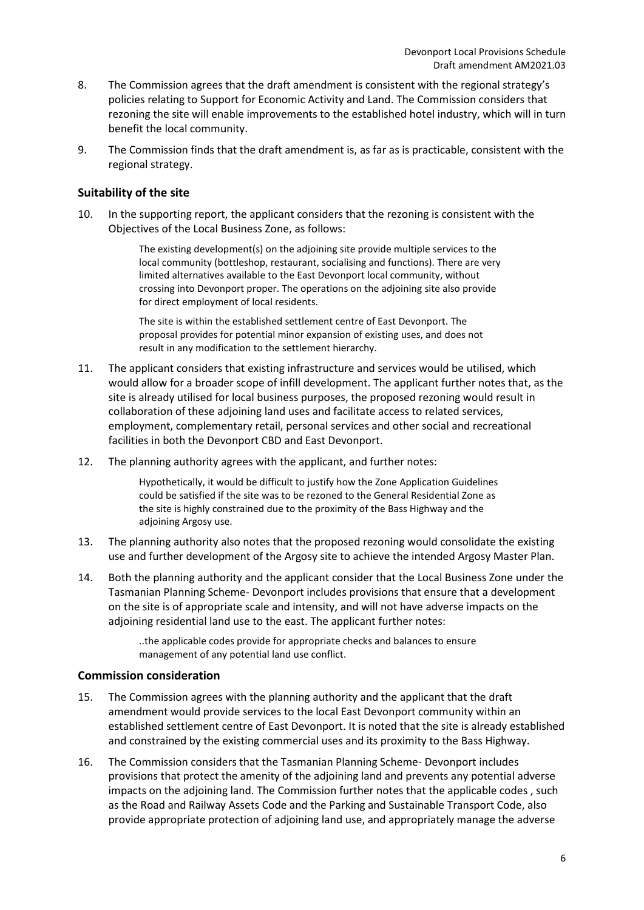8. The Commission agrees that the draft amendment is consistent with the regional strategy's policies relating to Support for Economic Activity and Land. The Commission considers that rezoning the site will enable improvements to the established hotel industry, which will in turn benefit the local community.

9. The Commission finds that the draft amendment is, as far as is practicable, consistent with the regional strategy.

### Suitability of the site

10. In the supporting report, the applicant considers that the rezoning is consistent with the Objectives of the Local Business Zone, as follows:

 > The existing development(s) on the adjoining site provide multiple services to the local community (bottleshop, restaurant, socialising and functions). There are very limited alternatives available to the East Devonport local community, without crossing into Devonport proper. The operations on the adjoining site also provide for direct employment of local residents.
 >
 > The site is within the established settlement centre of East Devonport. The proposal provides for potential minor expansion of existing uses, and does not result in any modification to the settlement hierarchy.

11. The applicant considers that existing infrastructure and services would be utilised, which would allow for a broader scope of infill development. The applicant further notes that, as the site is already utilised for local business purposes, the proposed rezoning would result in collaboration of these adjoining land uses and facilitate access to related services, employment, complementary retail, personal services and other social and recreational facilities in both the Devonport CBD and East Devonport.

12. The planning authority agrees with the applicant, and further notes:

 > Hypothetically, it would be difficult to justify how the Zone Application Guidelines could be satisfied if the site was to be rezoned to the General Residential Zone as the site is highly constrained due to the proximity of the Bass Highway and the adjoining Argosy use.

13. The planning authority also notes that the proposed rezoning would consolidate the existing use and further development of the Argosy site to achieve the intended Argosy Master Plan.

14. Both the planning authority and the applicant consider that the Local Business Zone under the Tasmanian Planning Scheme- Devonport includes provisions that ensure that a development on the site is of appropriate scale and intensity, and will not have adverse impacts on the adjoining residential land use to the east. The applicant further notes:

 > ..the applicable codes provide for appropriate checks and balances to ensure management of any potential land use conflict.

### Commission consideration

15. The Commission agrees with the planning authority and the applicant that the draft amendment would provide services to the local East Devonport community within an established settlement centre of East Devonport. It is noted that the site is already established and constrained by the existing commercial uses and its proximity to the Bass Highway.

16. The Commission considers that the Tasmanian Planning Scheme- Devonport includes provisions that protect the amenity of the adjoining land and prevents any potential adverse impacts on the adjoining land. The Commission further notes that the applicable codes , such as the Road and Railway Assets Code and the Parking and Sustainable Transport Code, also provide appropriate protection of adjoining land use, and appropriately manage the adverse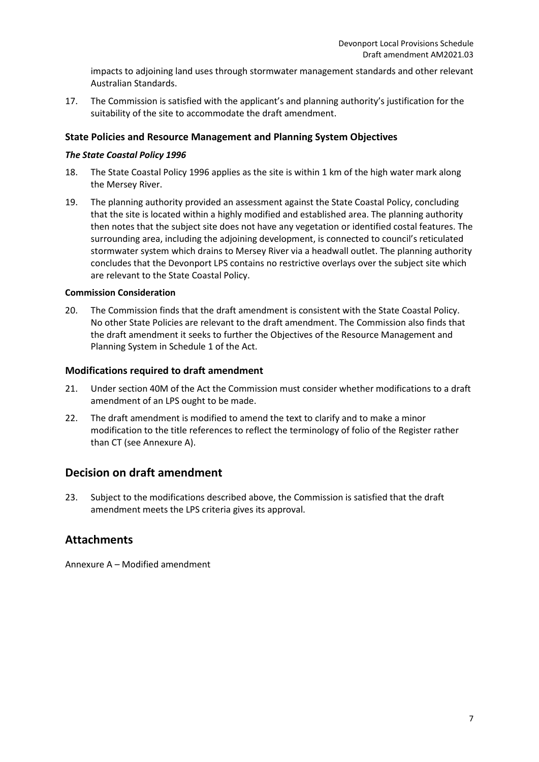impacts to adjoining land uses through stormwater management standards and other relevant Australian Standards.

17. The Commission is satisfied with the applicant's and planning authority's justification for the suitability of the site to accommodate the draft amendment.

### State Policies and Resource Management and Planning System Objectives

#### *The State Coastal Policy 1996*

18. The State Coastal Policy 1996 applies as the site is within 1 km of the high water mark along the Mersey River.

19. The planning authority provided an assessment against the State Coastal Policy, concluding that the site is located within a highly modified and established area. The planning authority then notes that the subject site does not have any vegetation or identified costal features. The surrounding area, including the adjoining development, is connected to council's reticulated stormwater system which drains to Mersey River via a headwall outlet. The planning authority concludes that the Devonport LPS contains no restrictive overlays over the subject site which are relevant to the State Coastal Policy.

#### Commission Consideration

20. The Commission finds that the draft amendment is consistent with the State Coastal Policy. No other State Policies are relevant to the draft amendment. The Commission also finds that the draft amendment it seeks to further the Objectives of the Resource Management and Planning System in Schedule 1 of the Act.

### Modifications required to draft amendment

21. Under section 40M of the Act the Commission must consider whether modifications to a draft amendment of an LPS ought to be made.

22. The draft amendment is modified to amend the text to clarify and to make a minor modification to the title references to reflect the terminology of folio of the Register rather than CT (see Annexure A).

## Decision on draft amendment

23. Subject to the modifications described above, the Commission is satisfied that the draft amendment meets the LPS criteria gives its approval.

## Attachments

Annexure A – Modified amendment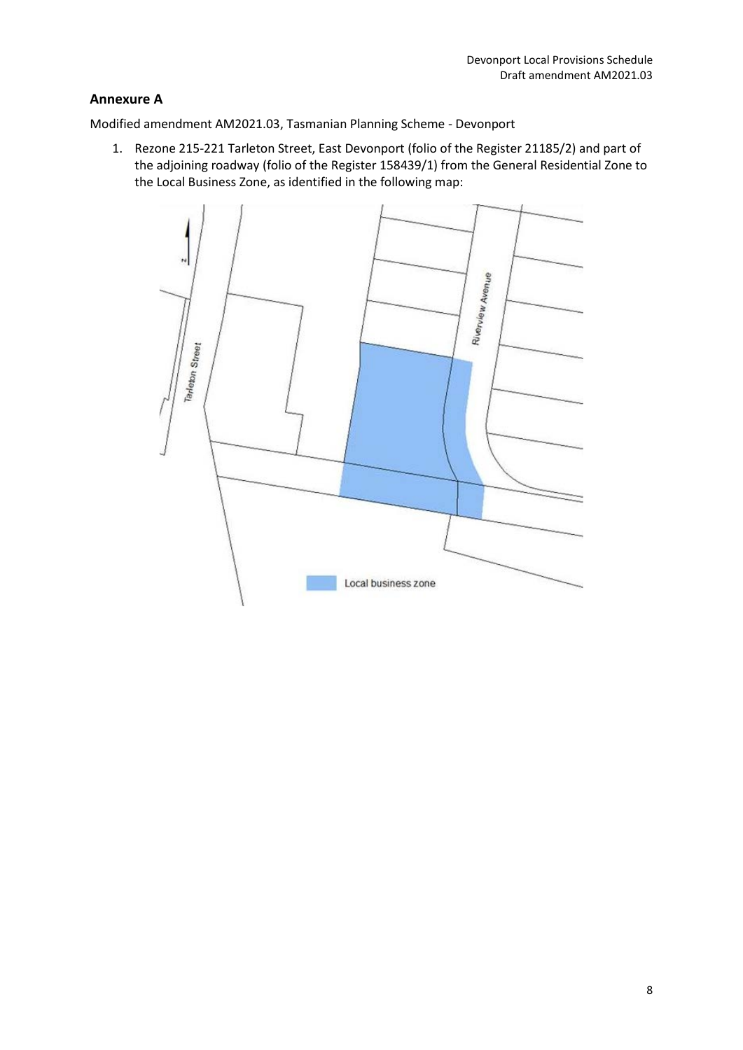## Annexure A

Modified amendment AM2021.03, Tasmanian Planning Scheme - Devonport

1. Rezone 215-221 Tarleton Street, East Devonport (folio of the Register 21185/2) and part of the adjoining roadway (folio of the Register 158439/1) from the General Residential Zone to the Local Business Zone, as identified in the following map:

N

Tarleton Street

Riverview Avenue

Local business zone